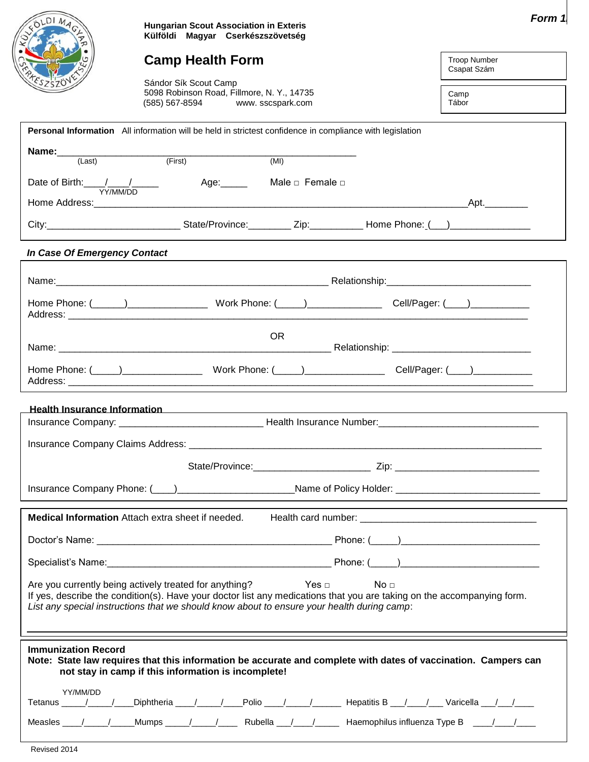**Form 1**

**Hungarian Scout Association in Exteris**
**Külföldi Magyar Cserkészszövetség**

# Camp Health Form

Sándor Sík Scout Camp
5098 Robinson Road, Fillmore, N. Y., 14735
(585) 567-8594 www. sscspark.com

Troop Number
Csapat Szám

Camp
Tábor

**Personal Information** All information will be held in strictest confidence in compliance with legislation

**Name:**__________________________________________________________
(Last) (First) (MI)

Date of Birth:____/____/_____ Age:_____ Male □ Female □
YY/MM/DD

Home Address:____________________________________________________________________________Apt.________

City:_________________________ State/Province:________ Zip:__________ Home Phone: (___)_______________

***In Case Of Emergency Contact***

Name:___________________________________________________ Relationship:___________________________

Home Phone: (______)_______________ Work Phone: (_____)______________ Cell/Pager: (____)___________
Address: _______________________________________________________________________________________

OR

Name: ___________________________________________________ Relationship: __________________________

Home Phone: (_____)_______________ Work Phone: (_____)_______________ Cell/Pager: (____)___________
Address: _______________________________________________________________________________________

**Health Insurance Information**

Insurance Company: ___________________________ Health Insurance Number:______________________________

Insurance Company Claims Address: ______________________________________________________________________

State/Province:______________________ Zip: ___________________________

Insurance Company Phone: (____)_____________________Name of Policy Holder: ___________________________

**Medical Information** Attach extra sheet if needed. Health card number: _________________________________

Doctor's Name: ____________________________________________ Phone: (_____)__________________________

Specialist's Name:__________________________________________ Phone: (_____)__________________________

Are you currently being actively treated for anything? Yes □ No □
If yes, describe the condition(s). Have your doctor list any medications that you are taking on the accompanying form.
*List any special instructions that we should know about to ensure your health during camp*:

**Immunization Record**
**Note: State law requires that this information be accurate and complete with dates of vaccination. Campers can not stay in camp if this information is incomplete!**

YY/MM/DD
Tetanus _____/_____/____Diphtheria ____/_____/____Polio ____/_____/______ Hepatitis B ___/____/___ Varicella ___/___/____

Measles ____/_____/_____Mumps _____/_____/____ Rubella ___/____/_____ Haemophilus influenza Type B ____/____/____

Revised 2014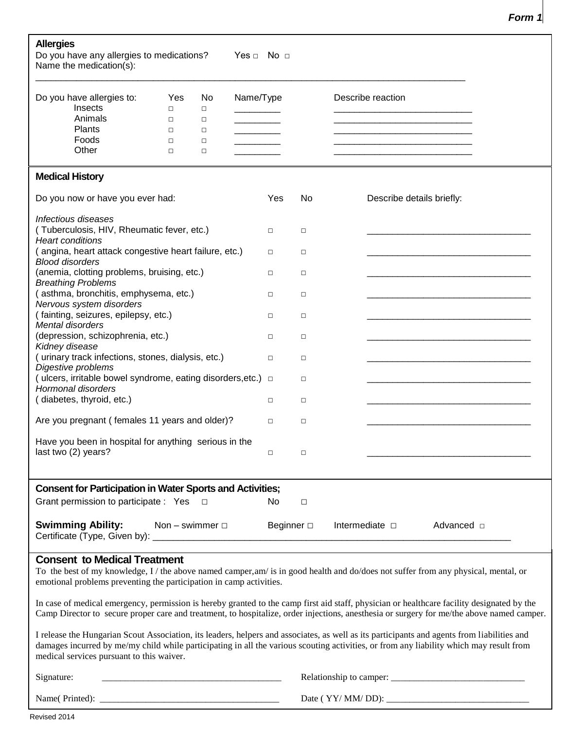Form 1

**Allergies**

Do you have any allergies to medications? Yes □ No □

Name the medication(s):

_______________________________________________________________________________

| Do you have allergies to: | Yes | No | Name/Type | Describe reaction |
|---|---|---|---|---|
| Insects | □ | □ | _________ | ___________________________ |
| Animals | □ | □ | _________ | ___________________________ |
| Plants | □ | □ | _________ | ___________________________ |
| Foods | □ | □ | _________ | ___________________________ |
| Other | □ | □ | _________ | ___________________________ |

**Medical History**

| Do you now or have you ever had: | Yes | No | Describe details briefly: |
|---|---|---|---|
| *Infectious diseases* ( Tuberculosis, HIV, Rheumatic fever, etc.) | □ | □ | ________________________________ |
| *Heart conditions* ( angina, heart attack congestive heart failure, etc.) | □ | □ | ________________________________ |
| *Blood disorders* (anemia, clotting problems, bruising, etc.) | □ | □ | ________________________________ |
| *Breathing Problems* ( asthma, bronchitis, emphysema, etc.) | □ | □ | ________________________________ |
| *Nervous system disorders* ( fainting, seizures, epilepsy, etc.) | □ | □ | ________________________________ |
| *Mental disorders* (depression, schizophrenia, etc.) | □ | □ | ________________________________ |
| *Kidney disease* ( urinary track infections, stones, dialysis, etc.) | □ | □ | ________________________________ |
| *Digestive problems* ( ulcers, irritable bowel syndrome, eating disorders,etc.) | □ | □ | ________________________________ |
| *Hormonal disorders* ( diabetes, thyroid, etc.) | □ | □ | ________________________________ |
| Are you pregnant ( females 11 years and older)? | □ | □ | ________________________________ |
| Have you been in hospital for anything serious in the last two (2) years? | □ | □ | ________________________________ |

**Consent for Participation in Water Sports and Activities;**

Grant permission to participate : Yes □ No □

**Swimming Ability:** Non – swimmer □ Beginner □ Intermediate □ Advanced □

Certificate (Type, Given by): ___________________________________________________________________________

**Consent to Medical Treatment**

To the best of my knowledge, I / the above named camper,am/ is in good health and do/does not suffer from any physical, mental, or emotional problems preventing the participation in camp activities.

In case of medical emergency, permission is hereby granted to the camp first aid staff, physician or healthcare facility designated by the Camp Director to secure proper care and treatment, to hospitalize, order injections, anesthesia or surgery for me/the above named camper.

I release the Hungarian Scout Association, its leaders, helpers and associates, as well as its participants and agents from liabilities and damages incurred by me/my child while participating in all the various scouting activities, or from any liability which may result from medical services pursuant to this waiver.

Signature: ________________________________________ Relationship to camper: _____________________________

Name( Printed): ________________________________________ Date ( YY/ MM/ DD): _______________________________

Revised 2014